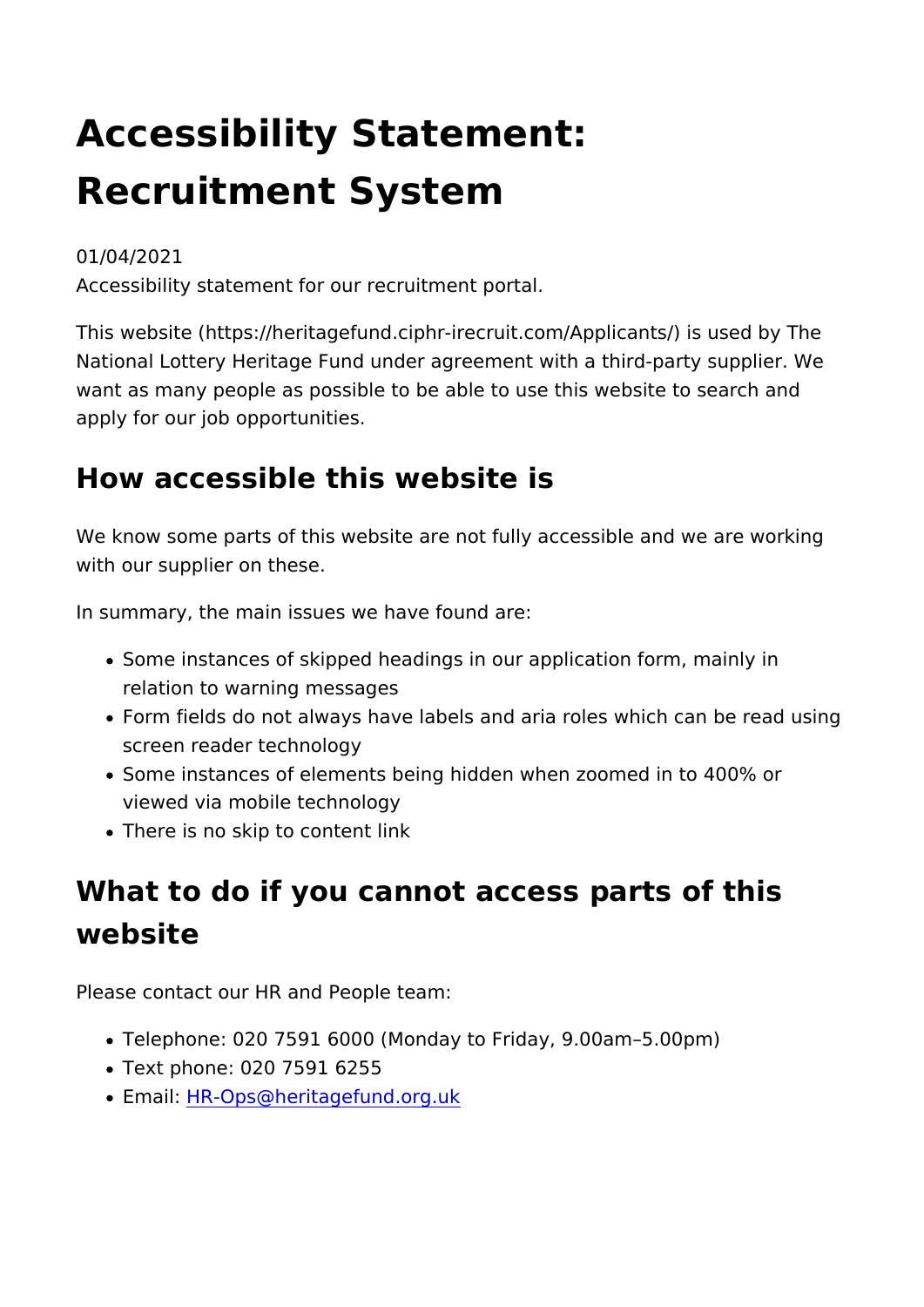# Accessibility Statement: Recruitment System

01/04/2021

Accessibility statement for our recruitment portal.

This website (https://heritagefund.ciphr-irecruit.com/Applicants/) is used by The National Lottery Heritage Fund under agreement with a third-party supplier. We want as many people as possible to be able to use this website to search and apply for our job opportunities.

## How accessible this website is

We know some parts of this website are not fully accessible and we are working with our supplier on these.

In summary, the main issues we have found are:

- Some instances of skipped headings in our application form, mainly in relation to warning messages
- Form fields do not always have labels and aria roles which can be read using screen reader technology
- Some instances of elements being hidden when zoomed in to 400% or viewed via mobile technology
- There is no skip to content link

## What to do if you cannot access parts of this website

Please contact our HR and People team:

- Telephone: 020 7591 6000 (Monday to Friday, 9.00am–5.00pm)
- Text phone: 020 7591 6255
- Email: [HR-Ops@heritagefund.org.uk](mailto:HR-Ops@heritagefund.org.uk)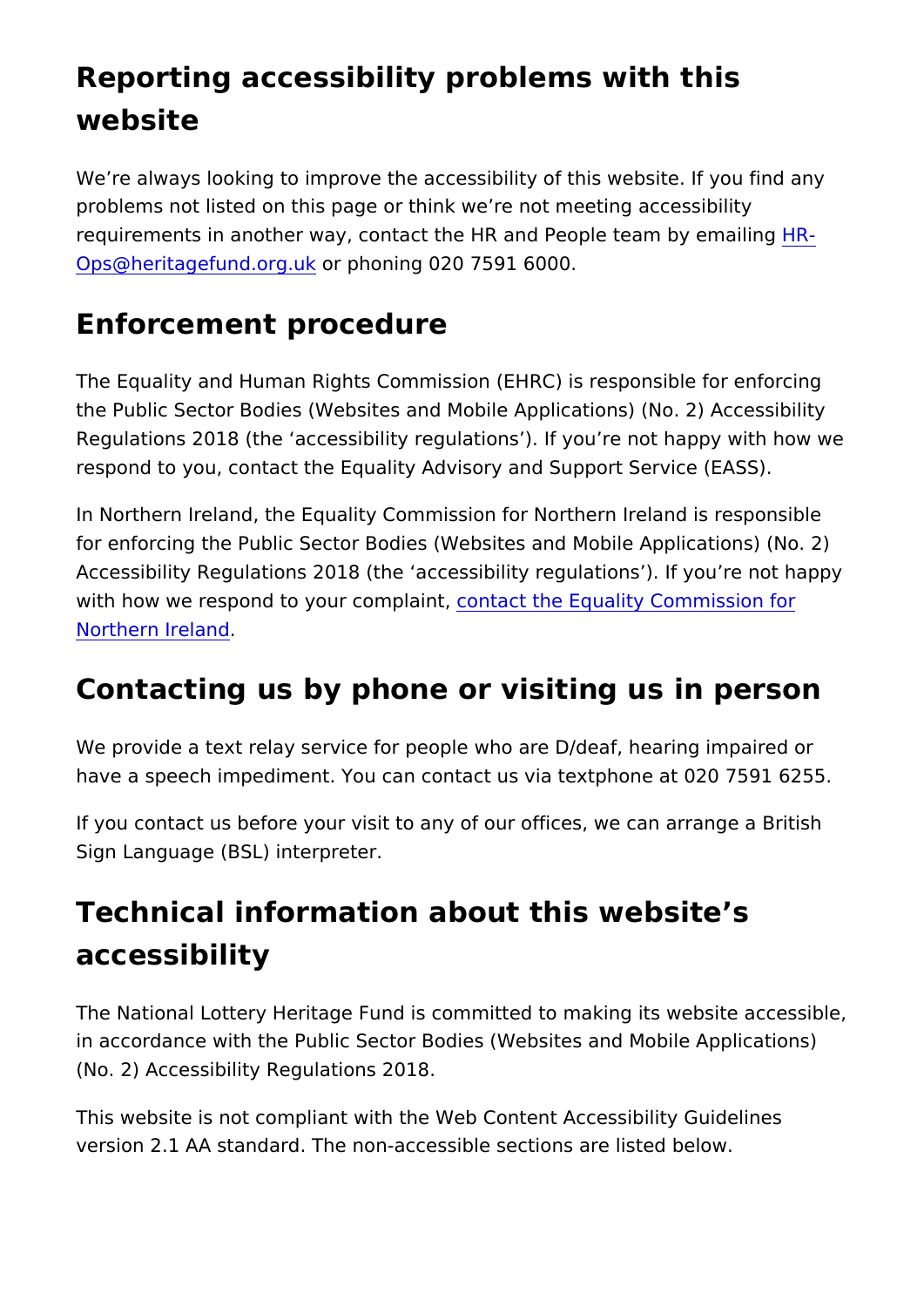## Reporting accessibility problems with this website

We're always looking to improve the accessibility of this website. If you find any problems not listed on this page or think we're not meeting accessibility requirements in another way, contact the HR and People team by emailing [HR-Ops@heritagefund.org.uk](mailto:HR-Ops@heritagefund.org.uk) or phoning 020 7591 6000.

## Enforcement procedure

The Equality and Human Rights Commission (EHRC) is responsible for enforcing the Public Sector Bodies (Websites and Mobile Applications) (No. 2) Accessibility Regulations 2018 (the 'accessibility regulations'). If you're not happy with how we respond to you, contact the Equality Advisory and Support Service (EASS).

In Northern Ireland, the Equality Commission for Northern Ireland is responsible for enforcing the Public Sector Bodies (Websites and Mobile Applications) (No. 2) Accessibility Regulations 2018 (the 'accessibility regulations'). If you're not happy with how we respond to your complaint, contact the Equality Commission for Northern Ireland.

## Contacting us by phone or visiting us in person

We provide a text relay service for people who are D/deaf, hearing impaired or have a speech impediment. You can contact us via textphone at 020 7591 6255.

If you contact us before your visit to any of our offices, we can arrange a British Sign Language (BSL) interpreter.

## Technical information about this website's accessibility

The National Lottery Heritage Fund is committed to making its website accessible, in accordance with the Public Sector Bodies (Websites and Mobile Applications) (No. 2) Accessibility Regulations 2018.

This website is not compliant with the Web Content Accessibility Guidelines version 2.1 AA standard. The non-accessible sections are listed below.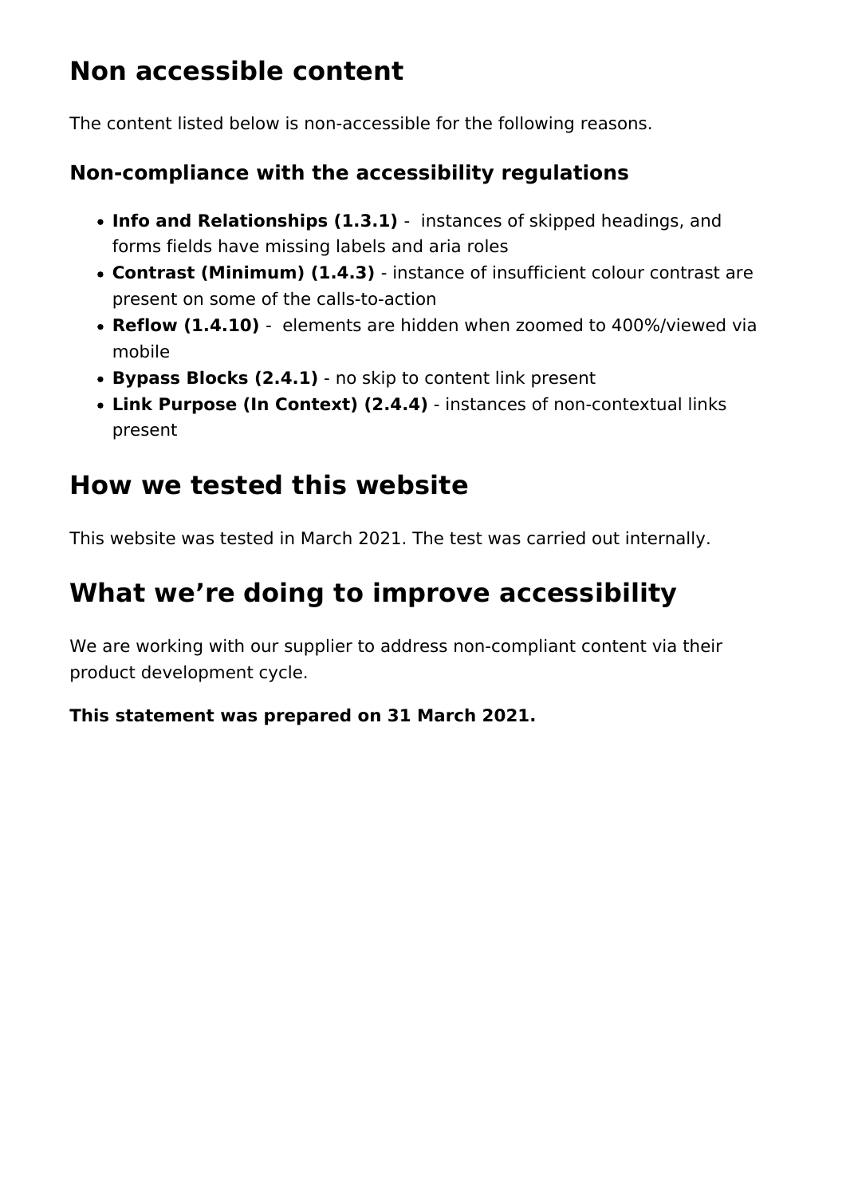## Non accessible content

The content listed below is non-accessible for the following reasons.

### Non-compliance with the accessibility regulations

- **Info and Relationships (1.3.1)** - instances of skipped headings, and forms fields have missing labels and aria roles
- **Contrast (Minimum) (1.4.3)** - instance of insufficient colour contrast are present on some of the calls-to-action
- **Reflow (1.4.10)** - elements are hidden when zoomed to 400%/viewed via mobile
- **Bypass Blocks (2.4.1)** - no skip to content link present
- **Link Purpose (In Context) (2.4.4)** - instances of non-contextual links present

## How we tested this website

This website was tested in March 2021. The test was carried out internally.

## What we're doing to improve accessibility

We are working with our supplier to address non-compliant content via their product development cycle.

**This statement was prepared on 31 March 2021.**